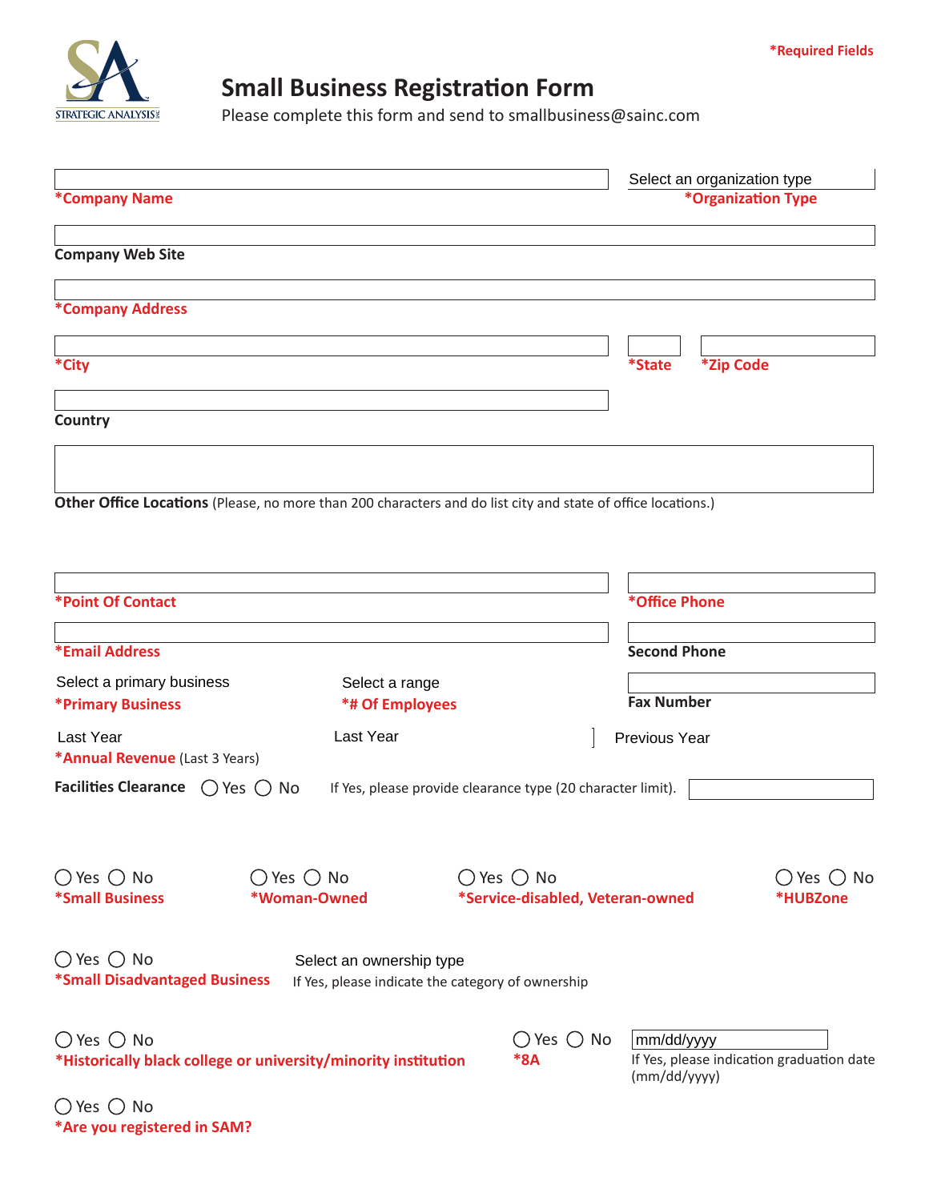*Required Fields

# Small Business Registration Form

Please complete this form and send to smallbusiness@sainc.com

*Company Name

Select an organization type
*Organization Type

Company Web Site

*Company Address

*City

*State

*Zip Code

Country

**Other Office Locations** (Please, no more than 200 characters and do list city and state of office locations.)

*Point Of Contact

*Office Phone

*Email Address

Second Phone

Select a primary business
*Primary Business

Select a range
*# Of Employees

Fax Number

Last Year
*Annual Revenue (Last 3 Years)

Last Year

Previous Year

**Facilities Clearance** ◯ Yes ◯ No If Yes, please provide clearance type (20 character limit).

◯ Yes ◯ No
*Small Business

◯ Yes ◯ No
*Woman-Owned

◯ Yes ◯ No
*Service-disabled, Veteran-owned

◯ Yes ◯ No
*HUBZone

◯ Yes ◯ No
*Small Disadvantaged Business

Select an ownership type
If Yes, please indicate the category of ownership

◯ Yes ◯ No
*Historically black college or university/minority institution

◯ Yes ◯ No
*8A

mm/dd/yyyy
If Yes, please indication graduation date (mm/dd/yyyy)

◯ Yes ◯ No
*Are you registered in SAM?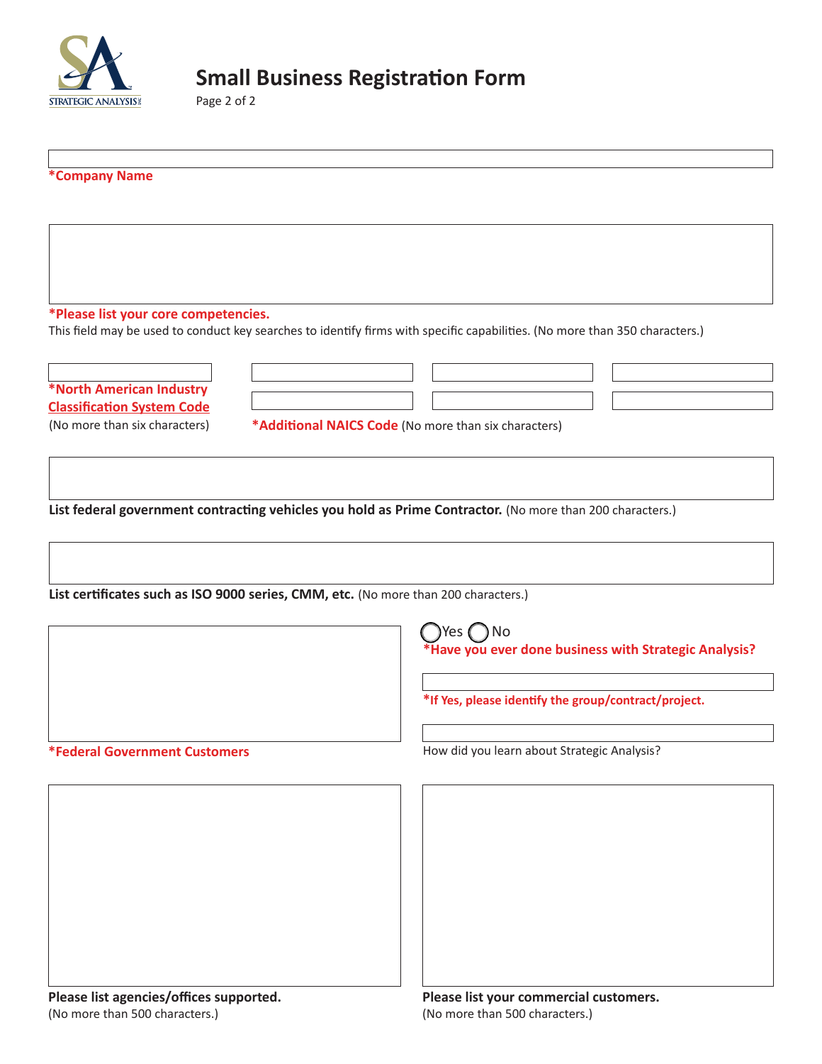# Small Business Registration Form

*Company Name

*Please list your core competencies.
This field may be used to conduct key searches to identify firms with specific capabilities. (No more than 350 characters.)

*North American Industry Classification System Code
(No more than six characters)

*Additional NAICS Code (No more than six characters)

**List federal government contracting vehicles you hold as Prime Contractor.** (No more than 200 characters.)

**List certificates such as ISO 9000 series, CMM, etc.** (No more than 200 characters.)

*Federal Government Customers

Yes No
*Have you ever done business with Strategic Analysis?

*If Yes, please identify the group/contract/project.

How did you learn about Strategic Analysis?

**Please list agencies/offices supported.**
(No more than 500 characters.)

**Please list your commercial customers.**
(No more than 500 characters.)